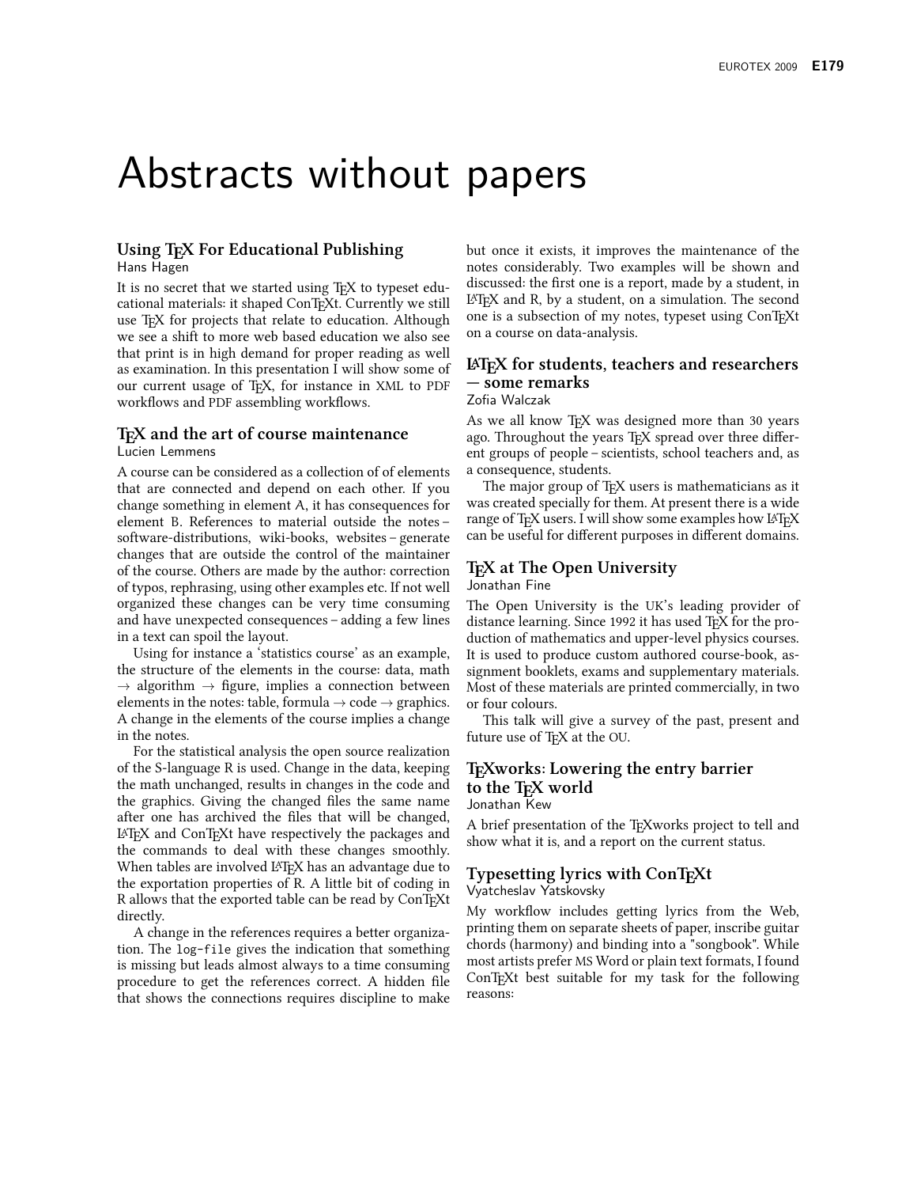# Abstracts without papers

## Using TEX For Educational Publishing

Hans Hagen

It is no secret that we started using TEX to typeset educational materials: it shaped ConTEXt. Currently we still use TEX for projects that relate to education. Although we see a shift to more web based education we also see that print is in high demand for proper reading as well as examination. In this presentation I will show some of our current usage of TEX, for instance in XML to PDF workflows and PDF assembling workflows.

## TEX and the art of course maintenance

Lucien Lemmens

A course can be considered as a collection of of elements that are connected and depend on each other. If you change something in element A, it has consequences for element B. References to material outside the notes – software-distributions, wiki-books, websites – generate changes that are outside the control of the maintainer of the course. Others are made by the author: correction of typos, rephrasing, using other examples etc. If not well organized these changes can be very time consuming and have unexpected consequences – adding a few lines in a text can spoil the layout.

Using for instance a 'statistics course' as an example, the structure of the elements in the course: data, math → algorithm → figure, implies a connection between elements in the notes: table, formula → code → graphics. A change in the elements of the course implies a change in the notes.

For the statistical analysis the open source realization of the S-language R is used. Change in the data, keeping the math unchanged, results in changes in the code and the graphics. Giving the changed files the same name after one has archived the files that will be changed, LATEX and ConTEXt have respectively the packages and the commands to deal with these changes smoothly. When tables are involved LATEX has an advantage due to the exportation properties of R. A little bit of coding in R allows that the exported table can be read by ConTEXt directly.

A change in the references requires a better organization. The `log-file` gives the indication that something is missing but leads almost always to a time consuming procedure to get the references correct. A hidden file that shows the connections requires discipline to make but once it exists, it improves the maintenance of the notes considerably. Two examples will be shown and discussed: the first one is a report, made by a student, in LATEX and R, by a student, on a simulation. The second one is a subsection of my notes, typeset using ConTEXt on a course on data-analysis.

## LATEX for students, teachers and researchers — some remarks

Zofia Walczak

As we all know TEX was designed more than 30 years ago. Throughout the years TEX spread over three different groups of people – scientists, school teachers and, as a consequence, students.

The major group of TEX users is mathematicians as it was created specially for them. At present there is a wide range of TEX users. I will show some examples how LATEX can be useful for different purposes in different domains.

## TEX at The Open University

Jonathan Fine

The Open University is the UK's leading provider of distance learning. Since 1992 it has used TEX for the production of mathematics and upper-level physics courses. It is used to produce custom authored course-book, assignment booklets, exams and supplementary materials. Most of these materials are printed commercially, in two or four colours.

This talk will give a survey of the past, present and future use of TEX at the OU.

## TEXworks: Lowering the entry barrier to the TEX world

Jonathan Kew

A brief presentation of the TEXworks project to tell and show what it is, and a report on the current status.

## Typesetting lyrics with ConTEXt

Vyatcheslav Yatskovsky

My workflow includes getting lyrics from the Web, printing them on separate sheets of paper, inscribe guitar chords (harmony) and binding into a "songbook". While most artists prefer MS Word or plain text formats, I found ConTEXt best suitable for my task for the following reasons: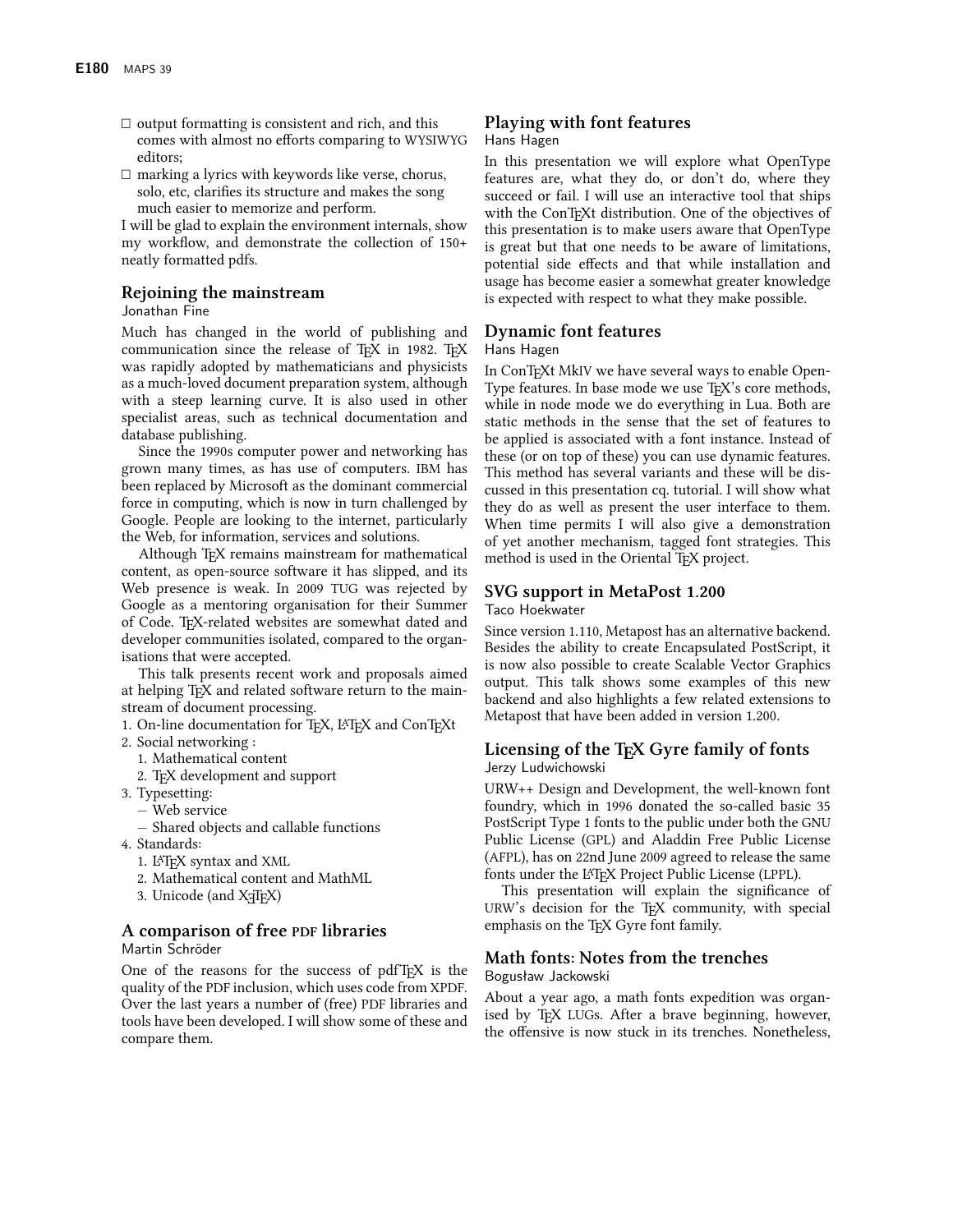- output formatting is consistent and rich, and this comes with almost no efforts comparing to WYSIWYG editors;
- marking a lyrics with keywords like verse, chorus, solo, etc, clarifies its structure and makes the song much easier to memorize and perform.

I will be glad to explain the environment internals, show my workflow, and demonstrate the collection of 150+ neatly formatted pdfs.

## Rejoining the mainstream

Jonathan Fine

Much has changed in the world of publishing and communication since the release of TEX in 1982. TEX was rapidly adopted by mathematicians and physicists as a much-loved document preparation system, although with a steep learning curve. It is also used in other specialist areas, such as technical documentation and database publishing.

Since the 1990s computer power and networking has grown many times, as has use of computers. IBM has been replaced by Microsoft as the dominant commercial force in computing, which is now in turn challenged by Google. People are looking to the internet, particularly the Web, for information, services and solutions.

Although TEX remains mainstream for mathematical content, as open-source software it has slipped, and its Web presence is weak. In 2009 TUG was rejected by Google as a mentoring organisation for their Summer of Code. TEX-related websites are somewhat dated and developer communities isolated, compared to the organisations that were accepted.

This talk presents recent work and proposals aimed at helping TEX and related software return to the mainstream of document processing.

1. On-line documentation for TEX, LATEX and ConTEXt
2. Social networking :
   1. Mathematical content
   2. TEX development and support
3. Typesetting:
   - Web service
   - Shared objects and callable functions
4. Standards:
   1. LATEX syntax and XML
   2. Mathematical content and MathML
   3. Unicode (and XETEX)

## A comparison of free PDF libraries

Martin Schröder

One of the reasons for the success of pdfTEX is the quality of the PDF inclusion, which uses code from XPDF. Over the last years a number of (free) PDF libraries and tools have been developed. I will show some of these and compare them.

## Playing with font features

Hans Hagen

In this presentation we will explore what OpenType features are, what they do, or don't do, where they succeed or fail. I will use an interactive tool that ships with the ConTEXt distribution. One of the objectives of this presentation is to make users aware that OpenType is great but that one needs to be aware of limitations, potential side effects and that while installation and usage has become easier a somewhat greater knowledge is expected with respect to what they make possible.

## Dynamic font features

Hans Hagen

In ConTEXt MkIV we have several ways to enable OpenType features. In base mode we use TEX's core methods, while in node mode we do everything in Lua. Both are static methods in the sense that the set of features to be applied is associated with a font instance. Instead of these (or on top of these) you can use dynamic features. This method has several variants and these will be discussed in this presentation cq. tutorial. I will show what they do as well as present the user interface to them. When time permits I will also give a demonstration of yet another mechanism, tagged font strategies. This method is used in the Oriental TEX project.

## SVG support in MetaPost 1.200

Taco Hoekwater

Since version 1.110, Metapost has an alternative backend. Besides the ability to create Encapsulated PostScript, it is now also possible to create Scalable Vector Graphics output. This talk shows some examples of this new backend and also highlights a few related extensions to Metapost that have been added in version 1.200.

## Licensing of the TEX Gyre family of fonts

Jerzy Ludwichowski

URW++ Design and Development, the well-known font foundry, which in 1996 donated the so-called basic 35 PostScript Type 1 fonts to the public under both the GNU Public License (GPL) and Aladdin Free Public License (AFPL), has on 22nd June 2009 agreed to release the same fonts under the LATEX Project Public License (LPPL).

This presentation will explain the significance of URW's decision for the TEX community, with special emphasis on the TEX Gyre font family.

## Math fonts: Notes from the trenches

Bogusław Jackowski

About a year ago, a math fonts expedition was organised by TEX LUGs. After a brave beginning, however, the offensive is now stuck in its trenches. Nonetheless,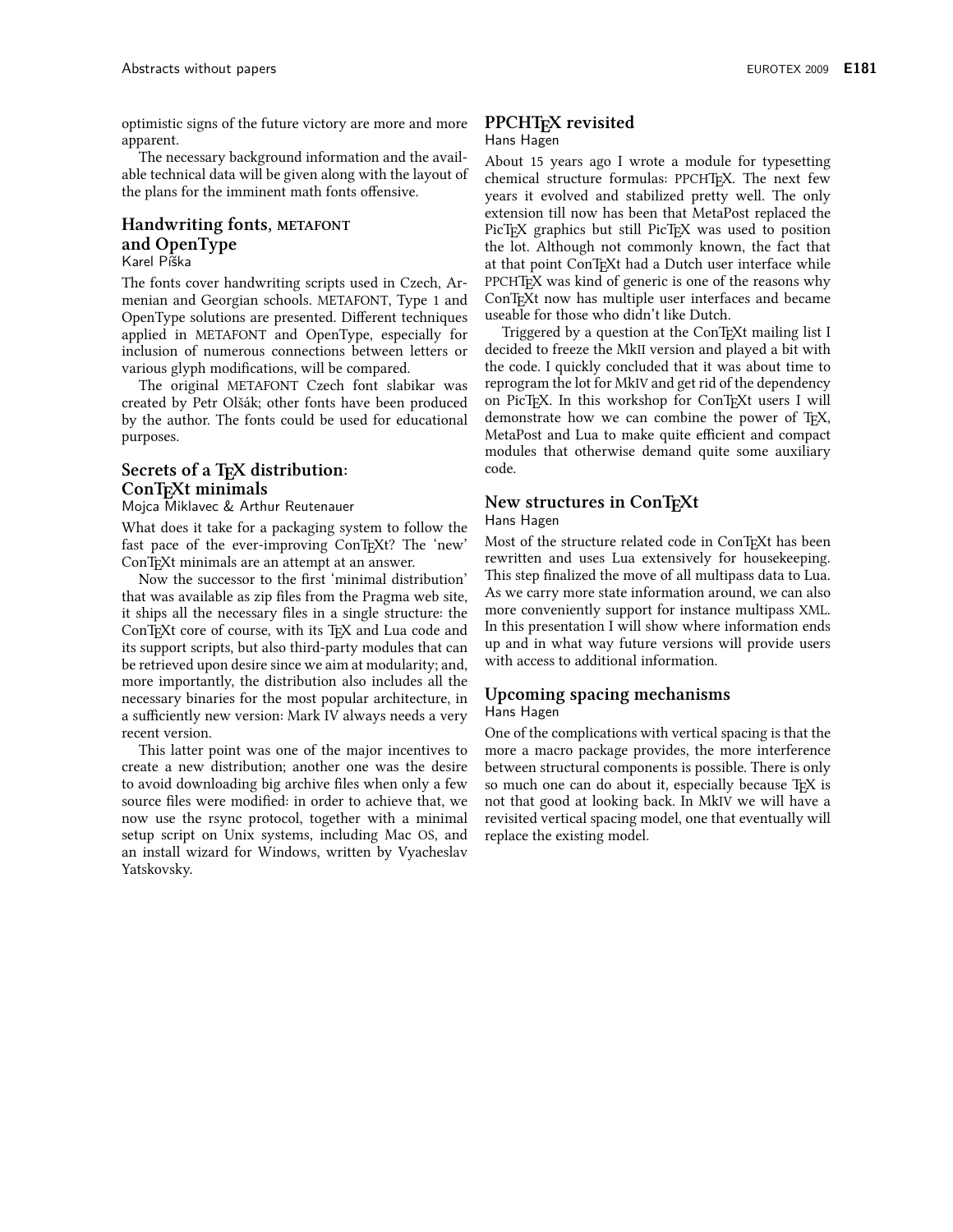optimistic signs of the future victory are more and more apparent.

The necessary background information and the available technical data will be given along with the layout of the plans for the imminent math fonts offensive.

## Handwriting fonts, METAFONT and OpenType

Karel Píška

The fonts cover handwriting scripts used in Czech, Armenian and Georgian schools. METAFONT, Type 1 and OpenType solutions are presented. Different techniques applied in METAFONT and OpenType, especially for inclusion of numerous connections between letters or various glyph modifications, will be compared.

The original METAFONT Czech font slabikar was created by Petr Olšák; other fonts have been produced by the author. The fonts could be used for educational purposes.

## Secrets of a TEX distribution: ConTEXt minimals

Mojca Miklavec & Arthur Reutenauer

What does it take for a packaging system to follow the fast pace of the ever-improving ConTEXt? The 'new' ConTEXt minimals are an attempt at an answer.

Now the successor to the first 'minimal distribution' that was available as zip files from the Pragma web site, it ships all the necessary files in a single structure: the ConTEXt core of course, with its TEX and Lua code and its support scripts, but also third-party modules that can be retrieved upon desire since we aim at modularity; and, more importantly, the distribution also includes all the necessary binaries for the most popular architecture, in a sufficiently new version: Mark IV always needs a very recent version.

This latter point was one of the major incentives to create a new distribution; another one was the desire to avoid downloading big archive files when only a few source files were modified: in order to achieve that, we now use the rsync protocol, together with a minimal setup script on Unix systems, including Mac OS, and an install wizard for Windows, written by Vyacheslav Yatskovsky.

## PPCHTEX revisited

Hans Hagen

About 15 years ago I wrote a module for typesetting chemical structure formulas: PPCHTEX. The next few years it evolved and stabilized pretty well. The only extension till now has been that MetaPost replaced the PicTEX graphics but still PicTEX was used to position the lot. Although not commonly known, the fact that at that point ConTEXt had a Dutch user interface while PPCHTEX was kind of generic is one of the reasons why ConTEXt now has multiple user interfaces and became useable for those who didn't like Dutch.

Triggered by a question at the ConTEXt mailing list I decided to freeze the MkII version and played a bit with the code. I quickly concluded that it was about time to reprogram the lot for MkIV and get rid of the dependency on PicTEX. In this workshop for ConTEXt users I will demonstrate how we can combine the power of TEX, MetaPost and Lua to make quite efficient and compact modules that otherwise demand quite some auxiliary code.

## New structures in ConTEXt

Hans Hagen

Most of the structure related code in ConTEXt has been rewritten and uses Lua extensively for housekeeping. This step finalized the move of all multipass data to Lua. As we carry more state information around, we can also more conveniently support for instance multipass XML. In this presentation I will show where information ends up and in what way future versions will provide users with access to additional information.

## Upcoming spacing mechanisms

Hans Hagen

One of the complications with vertical spacing is that the more a macro package provides, the more interference between structural components is possible. There is only so much one can do about it, especially because TEX is not that good at looking back. In MkIV we will have a revisited vertical spacing model, one that eventually will replace the existing model.